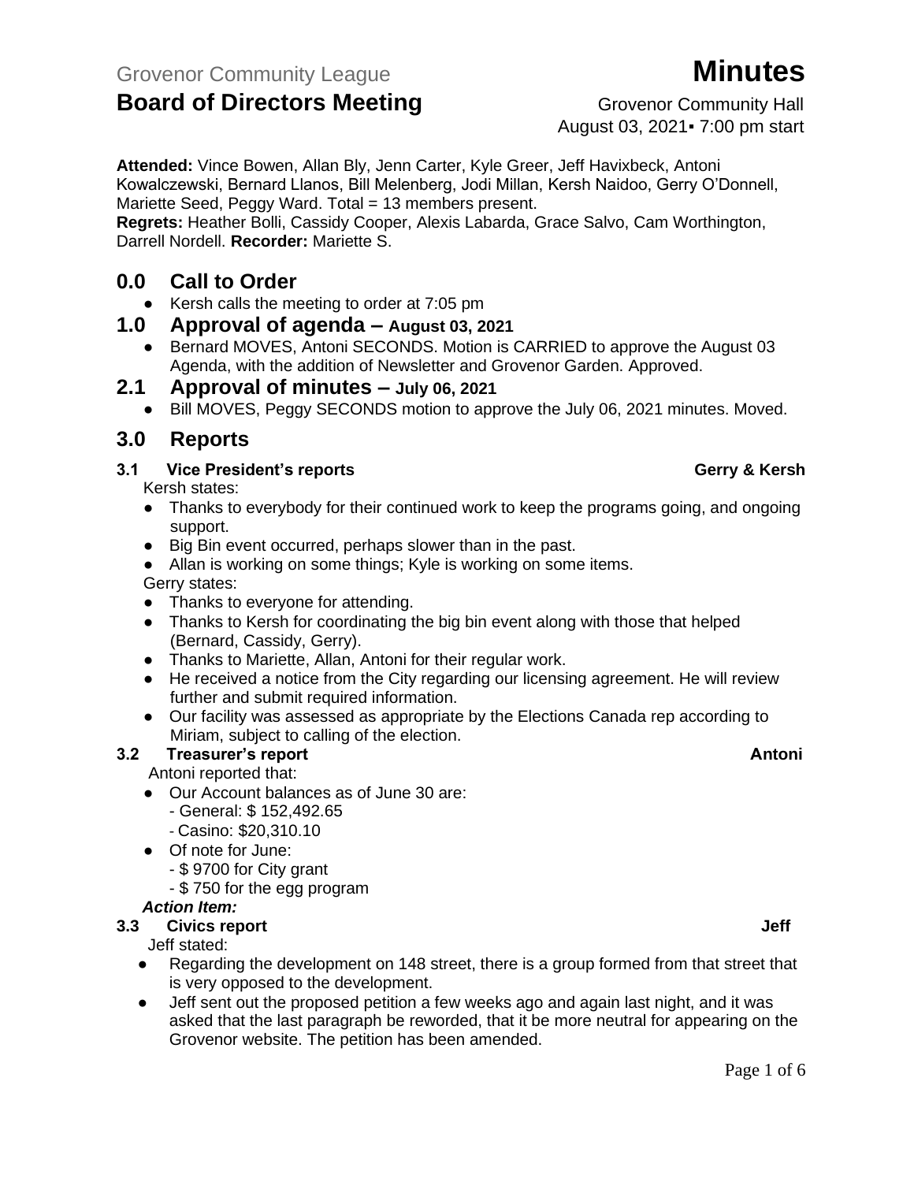Grovenor Community League

# Minutes

## Board of Directors Meeting

Grovenor Community Hall
August 03, 2021▪ 7:00 pm start

**Attended:** Vince Bowen, Allan Bly, Jenn Carter, Kyle Greer, Jeff Havixbeck, Antoni Kowalczewski, Bernard Llanos, Bill Melenberg, Jodi Millan, Kersh Naidoo, Gerry O'Donnell, Mariette Seed, Peggy Ward. Total = 13 members present.
**Regrets:** Heather Bolli, Cassidy Cooper, Alexis Labarda, Grace Salvo, Cam Worthington, Darrell Nordell. **Recorder:** Mariette S.

## 0.0 Call to Order

- Kersh calls the meeting to order at 7:05 pm

## 1.0 Approval of agenda – August 03, 2021

- Bernard MOVES, Antoni SECONDS. Motion is CARRIED to approve the August 03 Agenda, with the addition of Newsletter and Grovenor Garden. Approved.

## 2.1 Approval of minutes – July 06, 2021

- Bill MOVES, Peggy SECONDS motion to approve the July 06, 2021 minutes. Moved.

## 3.0 Reports

### 3.1 Vice President's reports — Gerry & Kersh

Kersh states:

- Thanks to everybody for their continued work to keep the programs going, and ongoing support.
- Big Bin event occurred, perhaps slower than in the past.
- Allan is working on some things; Kyle is working on some items.

Gerry states:

- Thanks to everyone for attending.
- Thanks to Kersh for coordinating the big bin event along with those that helped (Bernard, Cassidy, Gerry).
- Thanks to Mariette, Allan, Antoni for their regular work.
- He received a notice from the City regarding our licensing agreement. He will review further and submit required information.
- Our facility was assessed as appropriate by the Elections Canada rep according to Miriam, subject to calling of the election.

### 3.2 Treasurer's report — Antoni

Antoni reported that:

- Our Account balances as of June 30 are:
  - General: $ 152,492.65
  - Casino: $20,310.10
- Of note for June:
  - $ 9700 for City grant
  - $ 750 for the egg program

***Action Item:***

### 3.3 Civics report — Jeff

Jeff stated:

- Regarding the development on 148 street, there is a group formed from that street that is very opposed to the development.
- Jeff sent out the proposed petition a few weeks ago and again last night, and it was asked that the last paragraph be reworded, that it be more neutral for appearing on the Grovenor website. The petition has been amended.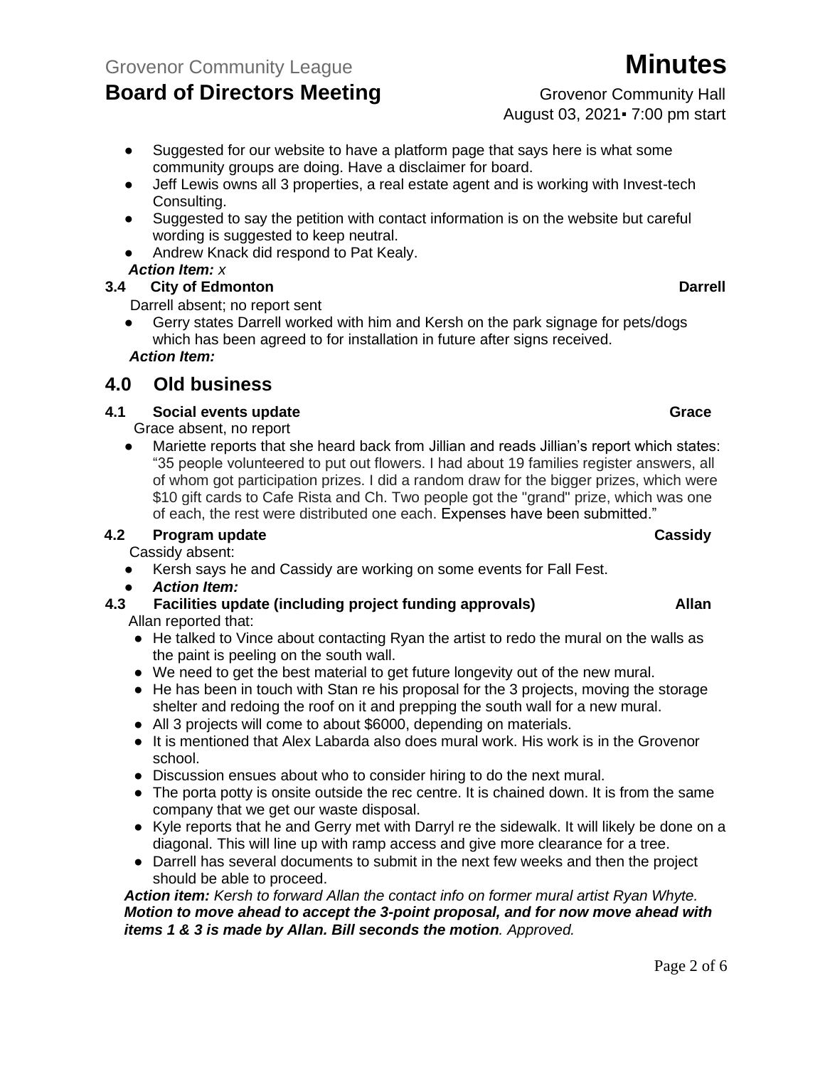- Suggested for our website to have a platform page that says here is what some community groups are doing. Have a disclaimer for board.
- Jeff Lewis owns all 3 properties, a real estate agent and is working with Invest-tech Consulting.
- Suggested to say the petition with contact information is on the website but careful wording is suggested to keep neutral.
- Andrew Knack did respond to Pat Kealy.

***Action Item:*** *x*

### 3.4 City of Edmonton — Darrell

Darrell absent; no report sent

- Gerry states Darrell worked with him and Kersh on the park signage for pets/dogs which has been agreed to for installation in future after signs received.

***Action Item:***

## 4.0 Old business

### 4.1 Social events update — Grace

Grace absent, no report

- Mariette reports that she heard back from Jillian and reads Jillian's report which states: "35 people volunteered to put out flowers. I had about 19 families register answers, all of whom got participation prizes. I did a random draw for the bigger prizes, which were $10 gift cards to Cafe Rista and Ch. Two people got the "grand" prize, which was one of each, the rest were distributed one each. Expenses have been submitted."

### 4.2 Program update — Cassidy

Cassidy absent:

- Kersh says he and Cassidy are working on some events for Fall Fest.
- ***Action Item:***

### 4.3 Facilities update (including project funding approvals) — Allan

Allan reported that:

- He talked to Vince about contacting Ryan the artist to redo the mural on the walls as the paint is peeling on the south wall.
- We need to get the best material to get future longevity out of the new mural.
- He has been in touch with Stan re his proposal for the 3 projects, moving the storage shelter and redoing the roof on it and prepping the south wall for a new mural.
- All 3 projects will come to about $6000, depending on materials.
- It is mentioned that Alex Labarda also does mural work. His work is in the Grovenor school.
- Discussion ensues about who to consider hiring to do the next mural.
- The porta potty is onsite outside the rec centre. It is chained down. It is from the same company that we get our waste disposal.
- Kyle reports that he and Gerry met with Darryl re the sidewalk. It will likely be done on a diagonal. This will line up with ramp access and give more clearance for a tree.
- Darrell has several documents to submit in the next few weeks and then the project should be able to proceed.

***Action item:*** *Kersh to forward Allan the contact info on former mural artist Ryan Whyte.*
***Motion to move ahead to accept the 3-point proposal, and for now move ahead with items 1 & 3 is made by Allan. Bill seconds the motion****. Approved.*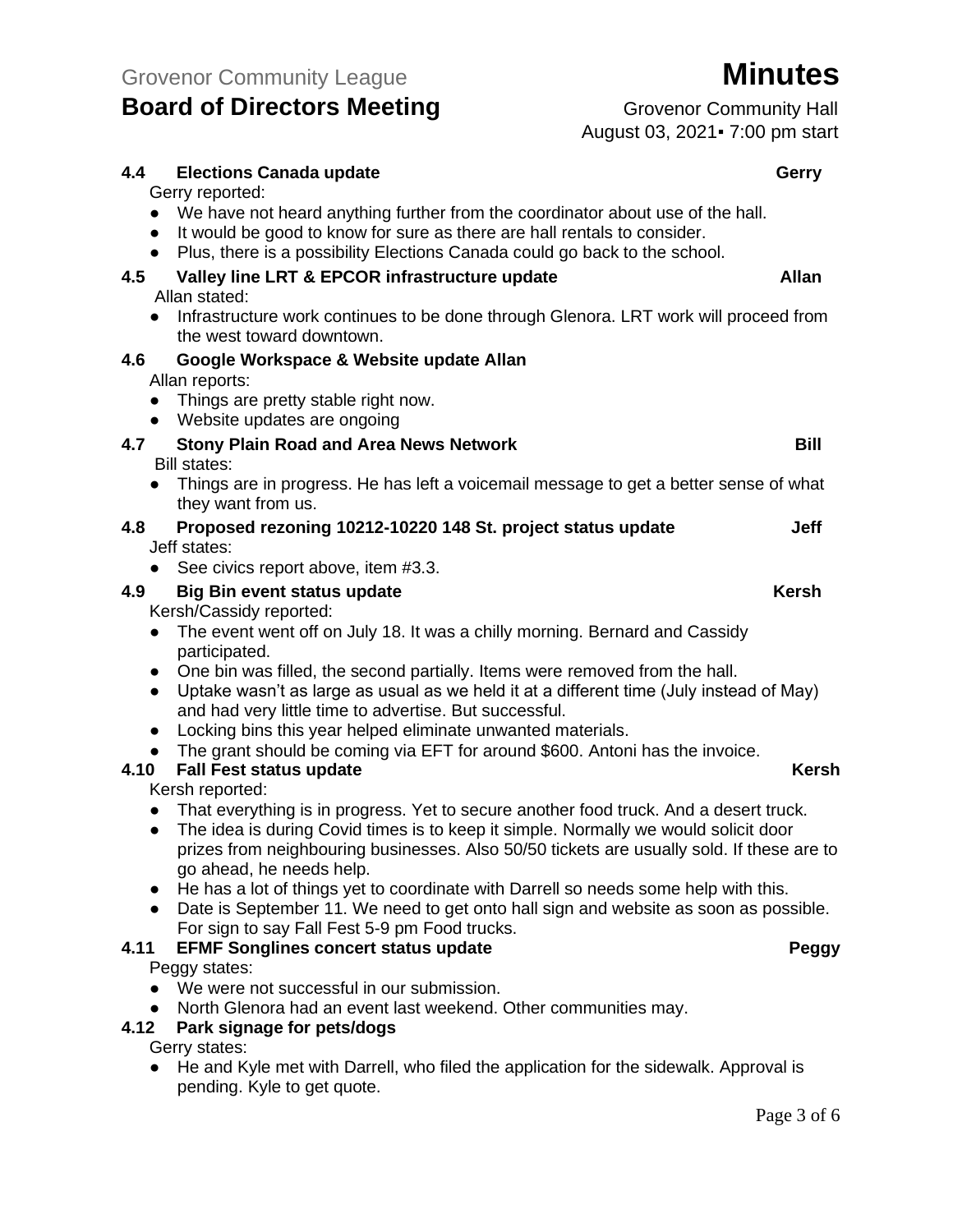### 4.4 Elections Canada update — Gerry

Gerry reported:

- We have not heard anything further from the coordinator about use of the hall.
- It would be good to know for sure as there are hall rentals to consider.
- Plus, there is a possibility Elections Canada could go back to the school.

### 4.5 Valley line LRT & EPCOR infrastructure update — Allan

Allan stated:

- Infrastructure work continues to be done through Glenora. LRT work will proceed from the west toward downtown.

### 4.6 Google Workspace & Website update Allan

Allan reports:

- Things are pretty stable right now.
- Website updates are ongoing

### 4.7 Stony Plain Road and Area News Network — Bill

Bill states:

- Things are in progress. He has left a voicemail message to get a better sense of what they want from us.

### 4.8 Proposed rezoning 10212-10220 148 St. project status update — Jeff

Jeff states:

- See civics report above, item #3.3.

### 4.9 Big Bin event status update — Kersh

Kersh/Cassidy reported:

- The event went off on July 18. It was a chilly morning. Bernard and Cassidy participated.
- One bin was filled, the second partially. Items were removed from the hall.
- Uptake wasn't as large as usual as we held it at a different time (July instead of May) and had very little time to advertise. But successful.
- Locking bins this year helped eliminate unwanted materials.
- The grant should be coming via EFT for around $600. Antoni has the invoice.

### 4.10 Fall Fest status update — Kersh

Kersh reported:

- That everything is in progress. Yet to secure another food truck. And a desert truck.
- The idea is during Covid times is to keep it simple. Normally we would solicit door prizes from neighbouring businesses. Also 50/50 tickets are usually sold. If these are to go ahead, he needs help.
- He has a lot of things yet to coordinate with Darrell so needs some help with this.
- Date is September 11. We need to get onto hall sign and website as soon as possible. For sign to say Fall Fest 5-9 pm Food trucks.

### 4.11 EFMF Songlines concert status update — Peggy

Peggy states:

- We were not successful in our submission.
- North Glenora had an event last weekend. Other communities may.

### 4.12 Park signage for pets/dogs

Gerry states:

- He and Kyle met with Darrell, who filed the application for the sidewalk. Approval is pending. Kyle to get quote.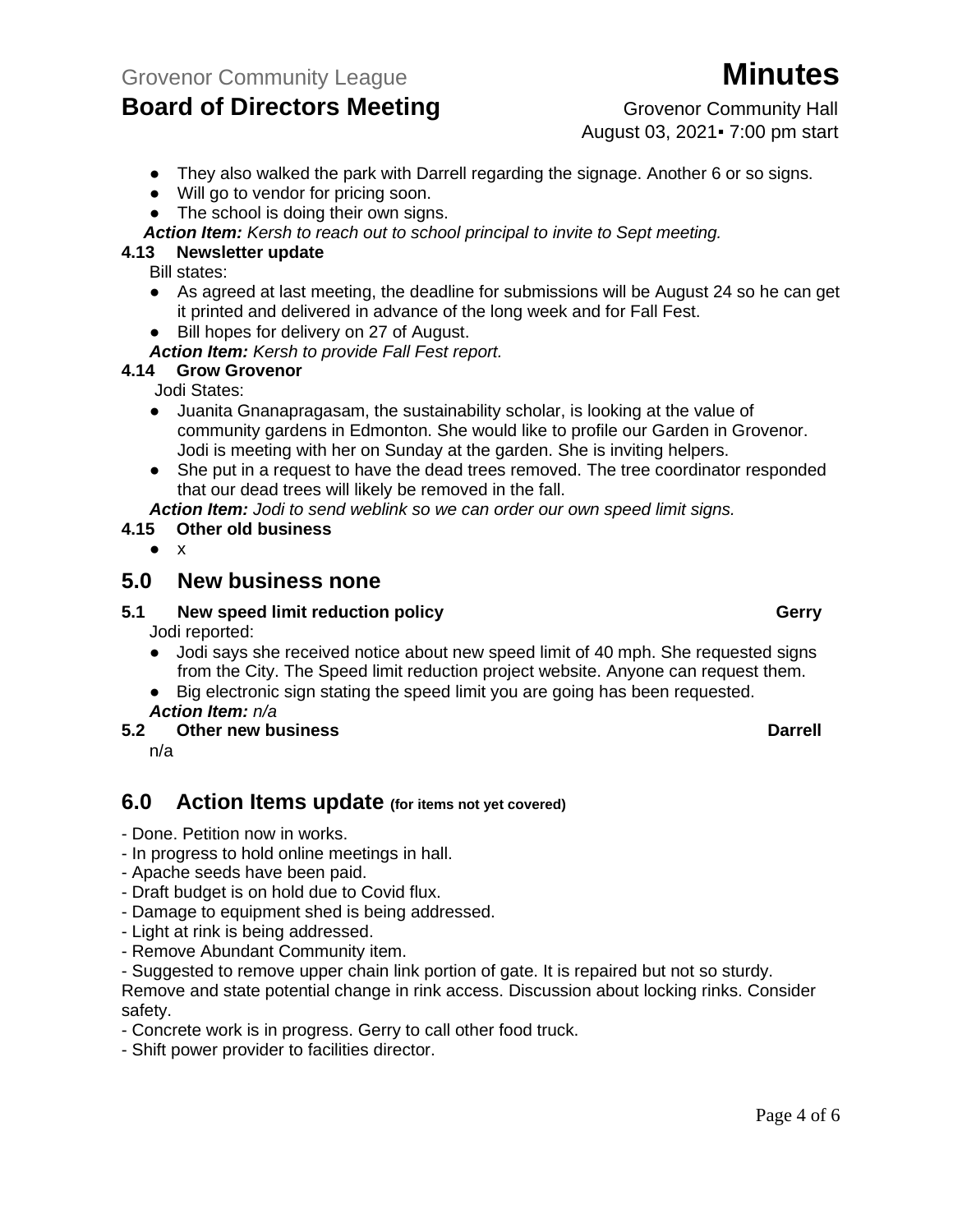- They also walked the park with Darrell regarding the signage. Another 6 or so signs.
- Will go to vendor for pricing soon.
- The school is doing their own signs.

***Action Item:*** *Kersh to reach out to school principal to invite to Sept meeting.*

**4.13 Newsletter update**

Bill states:

- As agreed at last meeting, the deadline for submissions will be August 24 so he can get it printed and delivered in advance of the long week and for Fall Fest.
- Bill hopes for delivery on 27 of August.

***Action Item:*** *Kersh to provide Fall Fest report.*

**4.14 Grow Grovenor**

Jodi States:

- Juanita Gnanapragasam, the sustainability scholar, is looking at the value of community gardens in Edmonton. She would like to profile our Garden in Grovenor. Jodi is meeting with her on Sunday at the garden. She is inviting helpers.
- She put in a request to have the dead trees removed. The tree coordinator responded that our dead trees will likely be removed in the fall.

***Action Item:*** *Jodi to send weblink so we can order our own speed limit signs.*

**4.15 Other old business**

- x

## 5.0 New business none

**5.1 New speed limit reduction policy** **Gerry**

Jodi reported:

- Jodi says she received notice about new speed limit of 40 mph. She requested signs from the City. The Speed limit reduction project website. Anyone can request them.
- Big electronic sign stating the speed limit you are going has been requested.

***Action Item:*** *n/a*

**5.2 Other new business** **Darrell**

n/a

## 6.0 Action Items update (for items not yet covered)

- Done. Petition now in works.
- In progress to hold online meetings in hall.
- Apache seeds have been paid.
- Draft budget is on hold due to Covid flux.
- Damage to equipment shed is being addressed.
- Light at rink is being addressed.
- Remove Abundant Community item.
- Suggested to remove upper chain link portion of gate. It is repaired but not so sturdy. Remove and state potential change in rink access. Discussion about locking rinks. Consider safety.
- Concrete work is in progress. Gerry to call other food truck.
- Shift power provider to facilities director.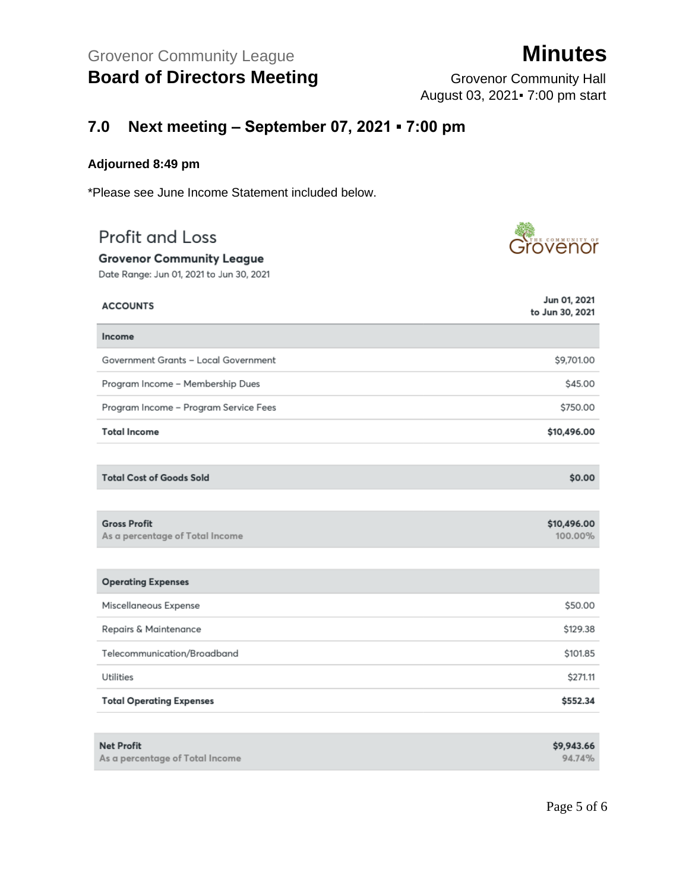## 7.0 Next meeting – September 07, 2021 ▪ 7:00 pm

**Adjourned 8:49 pm**

*Please see June Income Statement included below.

### Profit and Loss

**Grovenor Community League**

Date Range: Jun 01, 2021 to Jun 30, 2021

| ACCOUNTS | Jun 01, 2021 to Jun 30, 2021 |
|---|---|
| **Income** | |
| Government Grants – Local Government | $9,701.00 |
| Program Income – Membership Dues | $45.00 |
| Program Income – Program Service Fees | $750.00 |
| **Total Income** | **$10,496.00** |
| **Total Cost of Goods Sold** | **$0.00** |
| **Gross Profit** | **$10,496.00** |
| As a percentage of Total Income | 100.00% |
| **Operating Expenses** | |
| Miscellaneous Expense | $50.00 |
| Repairs & Maintenance | $129.38 |
| Telecommunication/Broadband | $101.85 |
| Utilities | $271.11 |
| **Total Operating Expenses** | **$552.34** |
| **Net Profit** | **$9,943.66** |
| As a percentage of Total Income | 94.74% |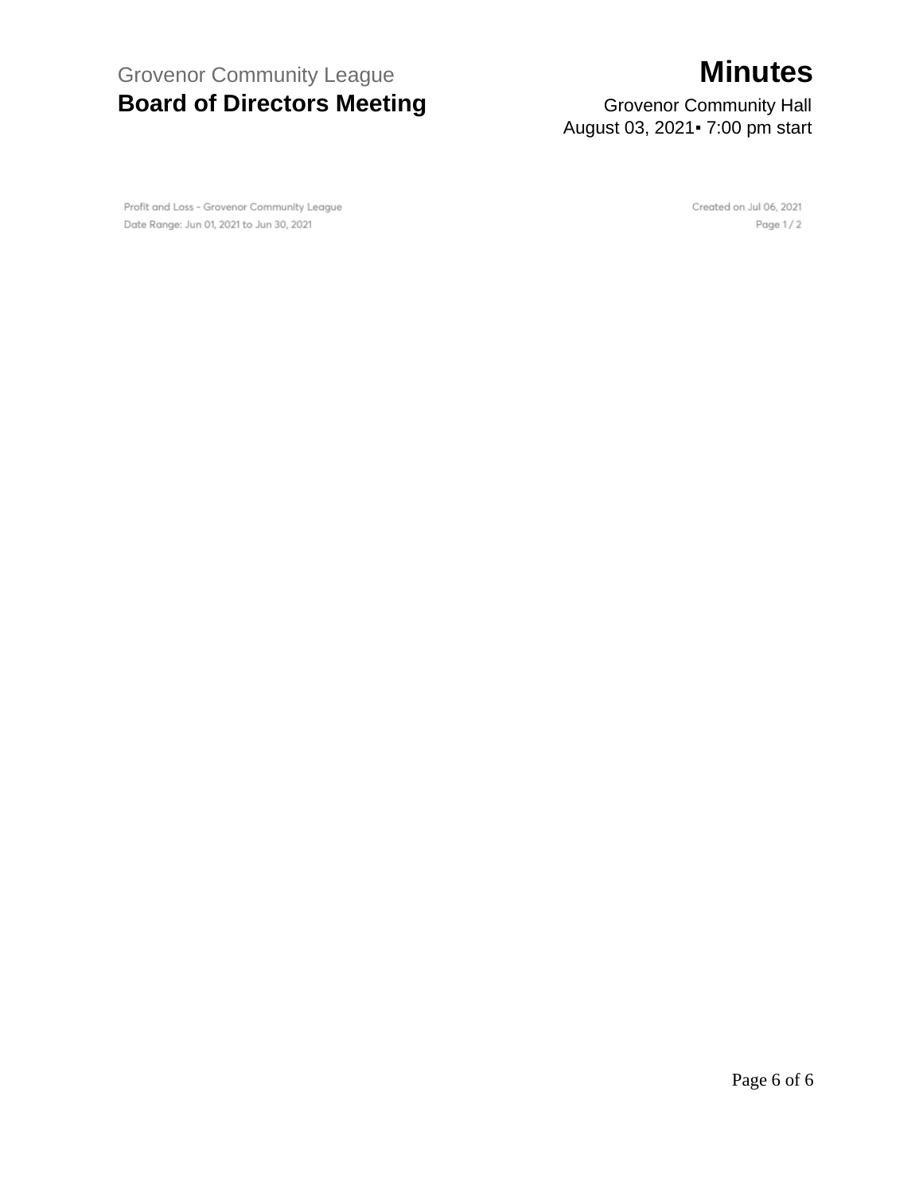Profit and Loss - Grovenor Community League

Date Range: Jun 01, 2021 to Jun 30, 2021

Created on Jul 06, 2021

Page 1 / 2